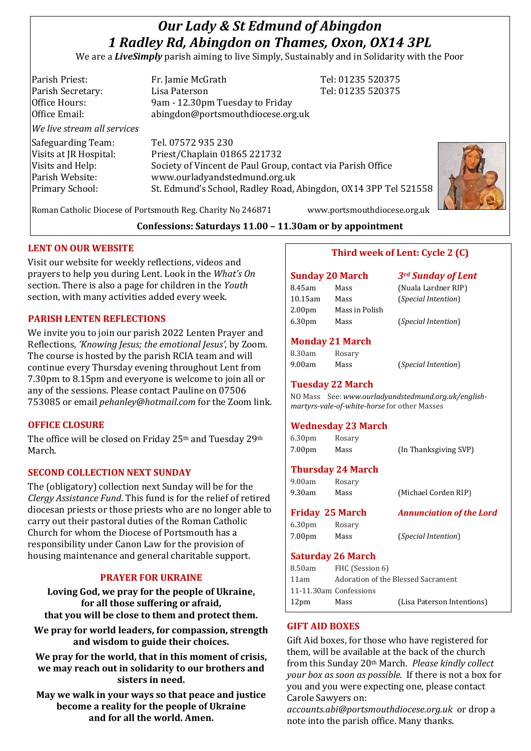# *Our Lady & St Edmund of Abingdon*
# *1 Radley Rd, Abingdon on Thames, Oxon, OX14 3PL*

We are a ***LiveSimply*** parish aiming to live Simply, Sustainably and in Solidarity with the Poor

| | | |
|---|---|---|
| Parish Priest: | Fr. Jamie McGrath | Tel: 01235 520375 |
| Parish Secretary: | Lisa Paterson | Tel: 01235 520375 |
| Office Hours: | 9am - 12.30pm Tuesday to Friday | |
| Office Email: | abingdon@portsmouthdiocese.org.uk | |

*We live stream all services*

| | |
|---|---|
| Safeguarding Team: | Tel. 07572 935 230 |
| Visits at JR Hospital: | Priest/Chaplain 01865 221732 |
| Visits and Help: | Society of Vincent de Paul Group, contact via Parish Office |
| Parish Website: | www.ourladyandstedmund.org.uk |
| Primary School: | St. Edmund's School, Radley Road, Abingdon, OX14 3PP Tel 521558 |

Roman Catholic Diocese of Portsmouth Reg. Charity No 246871 www.portsmouthdiocese.org.uk

**Confessions: Saturdays 11.00 – 11.30am or by appointment**

## LENT ON OUR WEBSITE

Visit our website for weekly reflections, videos and prayers to help you during Lent. Look in the *What's On* section. There is also a page for children in the *Youth* section, with many activities added every week.

## PARISH LENTEN REFLECTIONS

We invite you to join our parish 2022 Lenten Prayer and Reflections, *'Knowing Jesus; the emotional Jesus'*, by Zoom. The course is hosted by the parish RCIA team and will continue every Thursday evening throughout Lent from 7.30pm to 8.15pm and everyone is welcome to join all or any of the sessions. Please contact Pauline on 07506 753085 or email *pehanley@hotmail.com* for the Zoom link.

## OFFICE CLOSURE

The office will be closed on Friday 25th and Tuesday 29th March.

## SECOND COLLECTION NEXT SUNDAY

The (obligatory) collection next Sunday will be for the *Clergy Assistance Fund*. This fund is for the relief of retired diocesan priests or those priests who are no longer able to carry out their pastoral duties of the Roman Catholic Church for whom the Diocese of Portsmouth has a responsibility under Canon Law for the provision of housing maintenance and general charitable support.

## PRAYER FOR UKRAINE

**Loving God, we pray for the people of Ukraine, for all those suffering or afraid, that you will be close to them and protect them.**

**We pray for world leaders, for compassion, strength and wisdom to guide their choices.**

**We pray for the world, that in this moment of crisis, we may reach out in solidarity to our brothers and sisters in need.**

**May we walk in your ways so that peace and justice become a reality for the people of Ukraine and for all the world. Amen.**

## Third week of Lent: Cycle 2 (C)

### Sunday 20 March — *3rd Sunday of Lent*

| | | |
|---|---|---|
| 8.45am | Mass | (Nuala Lardner RIP) |
| 10.15am | Mass | (*Special Intention*) |
| 2.00pm | Mass in Polish | |
| 6.30pm | Mass | (*Special Intention*) |

### Monday 21 March

| | | |
|---|---|---|
| 8.30am | Rosary | |
| 9.00am | Mass | (*Special Intention*) |

### Tuesday 22 March

NO Mass See: *www.ourladyandstedmund.org.uk/english-martyrs-vale-of-white-horse* for other Masses

### Wednesday 23 March

| | | |
|---|---|---|
| 6.30pm | Rosary | |
| 7.00pm | Mass | (In Thanksgiving SVP) |

### Thursday 24 March

| | | |
|---|---|---|
| 9.00am | Rosary | |
| 9.30am | Mass | (Michael Corden RIP) |

### Friday 25 March — *Annunciation of the Lord*

| | | |
|---|---|---|
| 6.30pm | Rosary | |
| 7.00pm | Mass | (*Special Intention*) |

### Saturday 26 March

| | | |
|---|---|---|
| 8.50am | FHC (Session 6) | |
| 11am | Adoration of the Blessed Sacrament | |
| 11-11.30am | Confessions | |
| 12pm | Mass | (Lisa Paterson Intentions) |

## GIFT AID BOXES

Gift Aid boxes, for those who have registered for them, will be available at the back of the church from this Sunday 20th March. *Please kindly collect your box as soon as possible*. If there is not a box for you and you were expecting one, please contact Carole Sawyers on: *accounts.abi@portsmouthdiocese.org.uk* or drop a note into the parish office. Many thanks.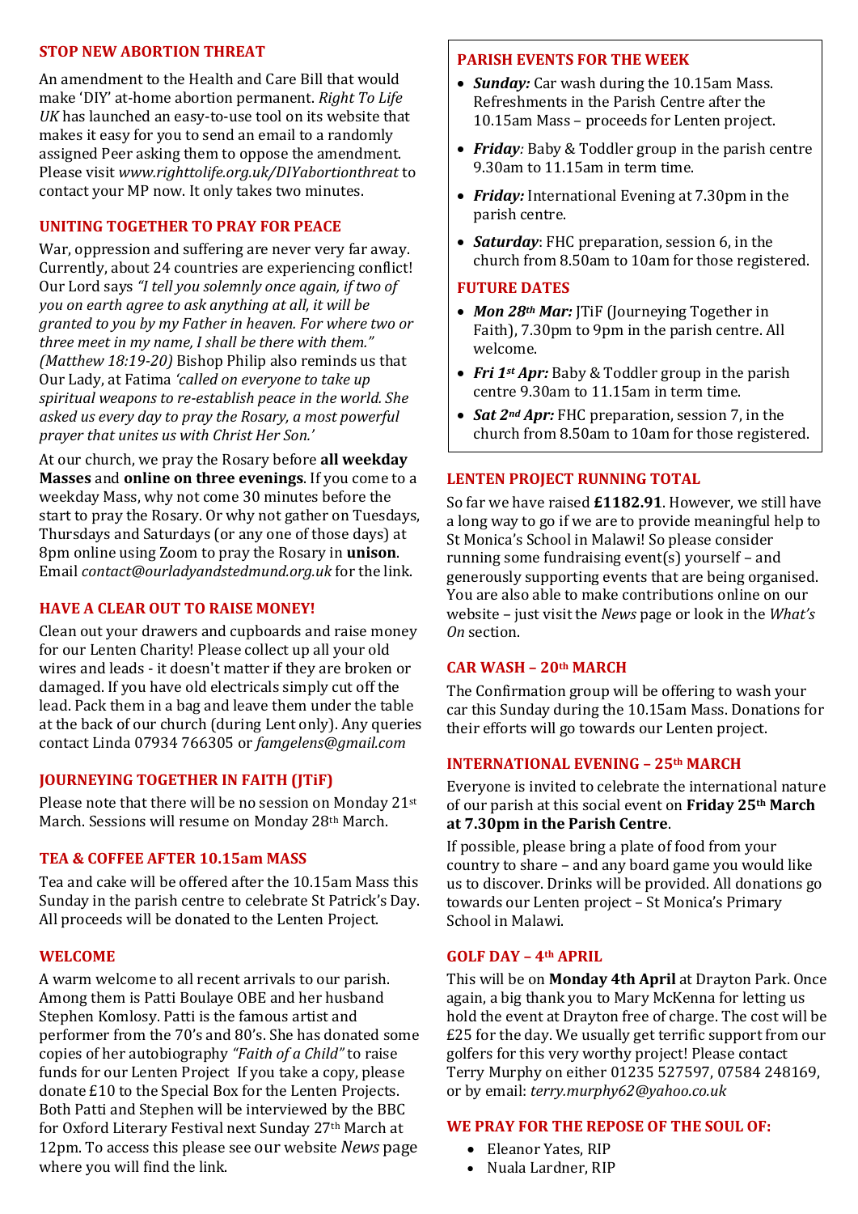## STOP NEW ABORTION THREAT

An amendment to the Health and Care Bill that would make 'DIY' at-home abortion permanent. *Right To Life UK* has launched an easy-to-use tool on its website that makes it easy for you to send an email to a randomly assigned Peer asking them to oppose the amendment. Please visit *www.righttolife.org.uk/DIYabortionthreat* to contact your MP now. It only takes two minutes.

## UNITING TOGETHER TO PRAY FOR PEACE

War, oppression and suffering are never very far away. Currently, about 24 countries are experiencing conflict! Our Lord says *"I tell you solemnly once again, if two of you on earth agree to ask anything at all, it will be granted to you by my Father in heaven. For where two or three meet in my name, I shall be there with them." (Matthew 18:19-20)* Bishop Philip also reminds us that Our Lady, at Fatima *'called on everyone to take up spiritual weapons to re-establish peace in the world. She asked us every day to pray the Rosary, a most powerful prayer that unites us with Christ Her Son.'*

At our church, we pray the Rosary before **all weekday Masses** and **online on three evenings**. If you come to a weekday Mass, why not come 30 minutes before the start to pray the Rosary. Or why not gather on Tuesdays, Thursdays and Saturdays (or any one of those days) at 8pm online using Zoom to pray the Rosary in **unison**. Email *contact@ourladyandstedmund.org.uk* for the link.

## HAVE A CLEAR OUT TO RAISE MONEY!

Clean out your drawers and cupboards and raise money for our Lenten Charity! Please collect up all your old wires and leads - it doesn't matter if they are broken or damaged. If you have old electricals simply cut off the lead. Pack them in a bag and leave them under the table at the back of our church (during Lent only). Any queries contact Linda 07934 766305 or *famgelens@gmail.com*

## JOURNEYING TOGETHER IN FAITH (JTiF)

Please note that there will be no session on Monday 21st March. Sessions will resume on Monday 28th March.

## TEA & COFFEE AFTER 10.15am MASS

Tea and cake will be offered after the 10.15am Mass this Sunday in the parish centre to celebrate St Patrick's Day. All proceeds will be donated to the Lenten Project.

## WELCOME

A warm welcome to all recent arrivals to our parish. Among them is Patti Boulaye OBE and her husband Stephen Komlosy. Patti is the famous artist and performer from the 70's and 80's. She has donated some copies of her autobiography *"Faith of a Child"* to raise funds for our Lenten Project If you take a copy, please donate £10 to the Special Box for the Lenten Projects. Both Patti and Stephen will be interviewed by the BBC for Oxford Literary Festival next Sunday 27th March at 12pm. To access this please see our website *News* page where you will find the link.

## PARISH EVENTS FOR THE WEEK

- ***Sunday:*** Car wash during the 10.15am Mass. Refreshments in the Parish Centre after the 10.15am Mass – proceeds for Lenten project.
- ***Friday****:* Baby & Toddler group in the parish centre 9.30am to 11.15am in term time.
- ***Friday:*** International Evening at 7.30pm in the parish centre.
- ***Saturday***: FHC preparation, session 6, in the church from 8.50am to 10am for those registered.

## FUTURE DATES

- ***Mon 28th Mar:*** JTiF (Journeying Together in Faith), 7.30pm to 9pm in the parish centre. All welcome.
- ***Fri 1st Apr:*** Baby & Toddler group in the parish centre 9.30am to 11.15am in term time.
- ***Sat 2nd Apr:*** FHC preparation, session 7, in the church from 8.50am to 10am for those registered.

## LENTEN PROJECT RUNNING TOTAL

So far we have raised **£1182.91**. However, we still have a long way to go if we are to provide meaningful help to St Monica's School in Malawi! So please consider running some fundraising event(s) yourself – and generously supporting events that are being organised. You are also able to make contributions online on our website – just visit the *News* page or look in the *What's On* section.

## CAR WASH – 20th MARCH

The Confirmation group will be offering to wash your car this Sunday during the 10.15am Mass. Donations for their efforts will go towards our Lenten project.

## INTERNATIONAL EVENING – 25th MARCH

Everyone is invited to celebrate the international nature of our parish at this social event on **Friday 25th March at 7.30pm in the Parish Centre**.

If possible, please bring a plate of food from your country to share – and any board game you would like us to discover. Drinks will be provided. All donations go towards our Lenten project – St Monica's Primary School in Malawi.

## GOLF DAY – 4th APRIL

This will be on **Monday 4th April** at Drayton Park. Once again, a big thank you to Mary McKenna for letting us hold the event at Drayton free of charge. The cost will be £25 for the day. We usually get terrific support from our golfers for this very worthy project! Please contact Terry Murphy on either 01235 527597, 07584 248169, or by email: *terry.murphy62@yahoo.co.uk*

## WE PRAY FOR THE REPOSE OF THE SOUL OF:

- Eleanor Yates, RIP
- Nuala Lardner, RIP